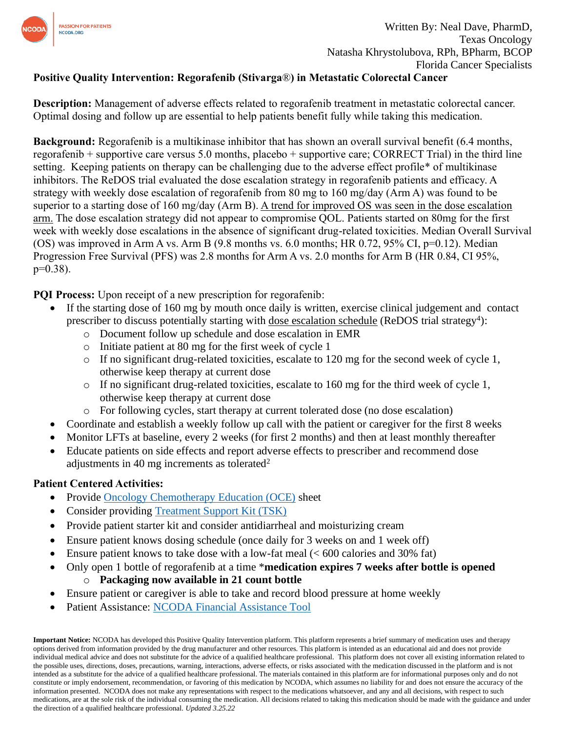Written By: Neal Dave, PharmD,
Texas Oncology
Natasha Khrystolubova, RPh, BPharm, BCOP
Florida Cancer Specialists

**Positive Quality Intervention: Regorafenib (Stivarga®) in Metastatic Colorectal Cancer**

**Description:** Management of adverse effects related to regorafenib treatment in metastatic colorectal cancer. Optimal dosing and follow up are essential to help patients benefit fully while taking this medication.

**Background:** Regorafenib is a multikinase inhibitor that has shown an overall survival benefit (6.4 months, regorafenib + supportive care versus 5.0 months, placebo + supportive care; CORRECT Trial) in the third line setting. Keeping patients on therapy can be challenging due to the adverse effect profile* of multikinase inhibitors. The ReDOS trial evaluated the dose escalation strategy in regorafenib patients and efficacy. A strategy with weekly dose escalation of regorafenib from 80 mg to 160 mg/day (Arm A) was found to be superior to a starting dose of 160 mg/day (Arm B). A trend for improved OS was seen in the dose escalation arm. The dose escalation strategy did not appear to compromise QOL. Patients started on 80mg for the first week with weekly dose escalations in the absence of significant drug-related toxicities. Median Overall Survival (OS) was improved in Arm A vs. Arm B (9.8 months vs. 6.0 months; HR 0.72, 95% CI, p=0.12). Median Progression Free Survival (PFS) was 2.8 months for Arm A vs. 2.0 months for Arm B (HR 0.84, CI 95%, p=0.38).

**PQI Process:** Upon receipt of a new prescription for regorafenib:

- If the starting dose of 160 mg by mouth once daily is written, exercise clinical judgement and contact prescriber to discuss potentially starting with dose escalation schedule (ReDOS trial strategy[4]):
  - Document follow up schedule and dose escalation in EMR
  - Initiate patient at 80 mg for the first week of cycle 1
  - If no significant drug-related toxicities, escalate to 120 mg for the second week of cycle 1, otherwise keep therapy at current dose
  - If no significant drug-related toxicities, escalate to 160 mg for the third week of cycle 1, otherwise keep therapy at current dose
  - For following cycles, start therapy at current tolerated dose (no dose escalation)
- Coordinate and establish a weekly follow up call with the patient or caregiver for the first 8 weeks
- Monitor LFTs at baseline, every 2 weeks (for first 2 months) and then at least monthly thereafter
- Educate patients on side effects and report adverse effects to prescriber and recommend dose adjustments in 40 mg increments as tolerated[2]

**Patient Centered Activities:**

- Provide [Oncology Chemotherapy Education (OCE)] sheet
- Consider providing [Treatment Support Kit (TSK)]
- Provide patient starter kit and consider antidiarrheal and moisturizing cream
- Ensure patient knows dosing schedule (once daily for 3 weeks on and 1 week off)
- Ensure patient knows to take dose with a low-fat meal (< 600 calories and 30% fat)
- Only open 1 bottle of regorafenib at a time ***medication expires 7 weeks after bottle is opened**
  - **Packaging now available in 21 count bottle**
- Ensure patient or caregiver is able to take and record blood pressure at home weekly
- Patient Assistance: [NCODA Financial Assistance Tool]

**Important Notice:** NCODA has developed this Positive Quality Intervention platform. This platform represents a brief summary of medication uses and therapy options derived from information provided by the drug manufacturer and other resources. This platform is intended as an educational aid and does not provide individual medical advice and does not substitute for the advice of a qualified healthcare professional. This platform does not cover all existing information related to the possible uses, directions, doses, precautions, warning, interactions, adverse effects, or risks associated with the medication discussed in the platform and is not intended as a substitute for the advice of a qualified healthcare professional. The materials contained in this platform are for informational purposes only and do not constitute or imply endorsement, recommendation, or favoring of this medication by NCODA, which assumes no liability for and does not ensure the accuracy of the information presented. NCODA does not make any representations with respect to the medications whatsoever, and any and all decisions, with respect to such medications, are at the sole risk of the individual consuming the medication. All decisions related to taking this medication should be made with the guidance and under the direction of a qualified healthcare professional. *Updated 3.25.22*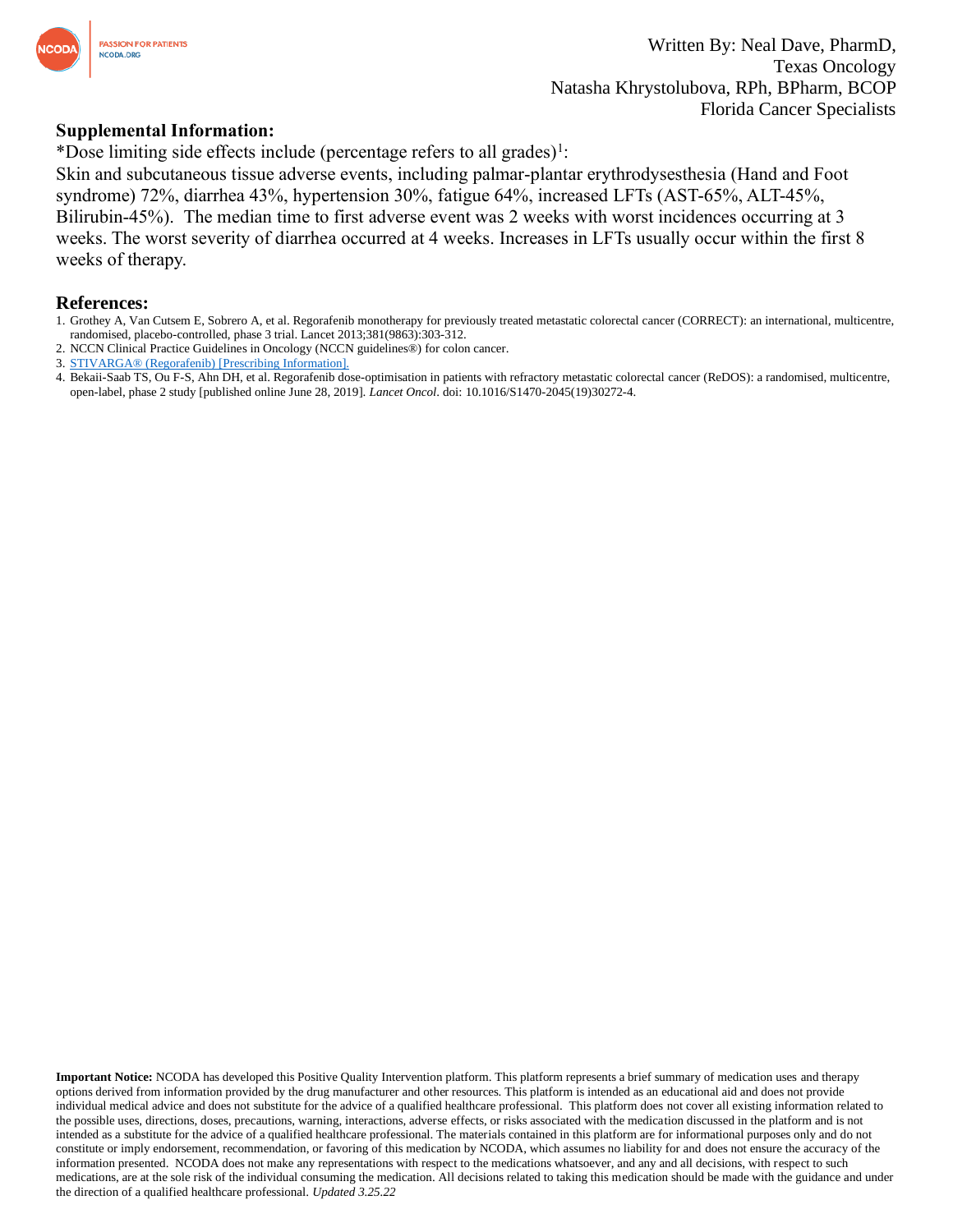Written By: Neal Dave, PharmD, Texas Oncology
Natasha Khrystolubova, RPh, BPharm, BCOP Florida Cancer Specialists

## Supplemental Information:

*Dose limiting side effects include (percentage refers to all grades)[1]:

Skin and subcutaneous tissue adverse events, including palmar-plantar erythrodysesthesia (Hand and Foot syndrome) 72%, diarrhea 43%, hypertension 30%, fatigue 64%, increased LFTs (AST-65%, ALT-45%, Bilirubin-45%). The median time to first adverse event was 2 weeks with worst incidences occurring at 3 weeks. The worst severity of diarrhea occurred at 4 weeks. Increases in LFTs usually occur within the first 8 weeks of therapy.

## References:

1. Grothey A, Van Cutsem E, Sobrero A, et al. Regorafenib monotherapy for previously treated metastatic colorectal cancer (CORRECT): an international, multicentre, randomised, placebo-controlled, phase 3 trial. Lancet 2013;381(9863):303-312.
2. NCCN Clinical Practice Guidelines in Oncology (NCCN guidelines®) for colon cancer.
3. STIVARGA® (Regorafenib) [Prescribing Information].
4. Bekaii-Saab TS, Ou F-S, Ahn DH, et al. Regorafenib dose-optimisation in patients with refractory metastatic colorectal cancer (ReDOS): a randomised, multicentre, open-label, phase 2 study [published online June 28, 2019]. *Lancet Oncol*. doi: 10.1016/S1470-2045(19)30272-4.

**Important Notice:** NCODA has developed this Positive Quality Intervention platform. This platform represents a brief summary of medication uses and therapy options derived from information provided by the drug manufacturer and other resources. This platform is intended as an educational aid and does not provide individual medical advice and does not substitute for the advice of a qualified healthcare professional. This platform does not cover all existing information related to the possible uses, directions, doses, precautions, warning, interactions, adverse effects, or risks associated with the medication discussed in the platform and is not intended as a substitute for the advice of a qualified healthcare professional. The materials contained in this platform are for informational purposes only and do not constitute or imply endorsement, recommendation, or favoring of this medication by NCODA, which assumes no liability for and does not ensure the accuracy of the information presented. NCODA does not make any representations with respect to the medications whatsoever, and any and all decisions, with respect to such medications, are at the sole risk of the individual consuming the medication. All decisions related to taking this medication should be made with the guidance and under the direction of a qualified healthcare professional. *Updated 3.25.22*